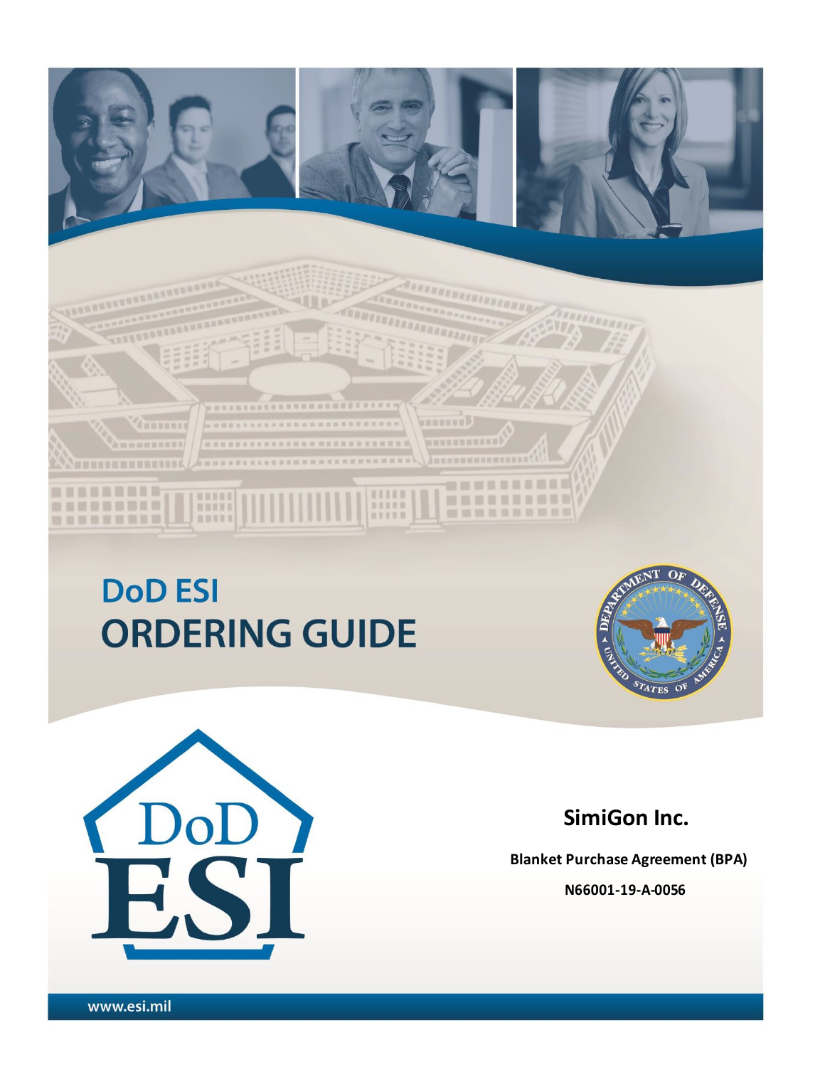# DoD ESI ORDERING GUIDE

DoD ESI

## SimiGon Inc.

**Blanket Purchase Agreement (BPA)**

**N66001-19-A-0056**

www.esi.mil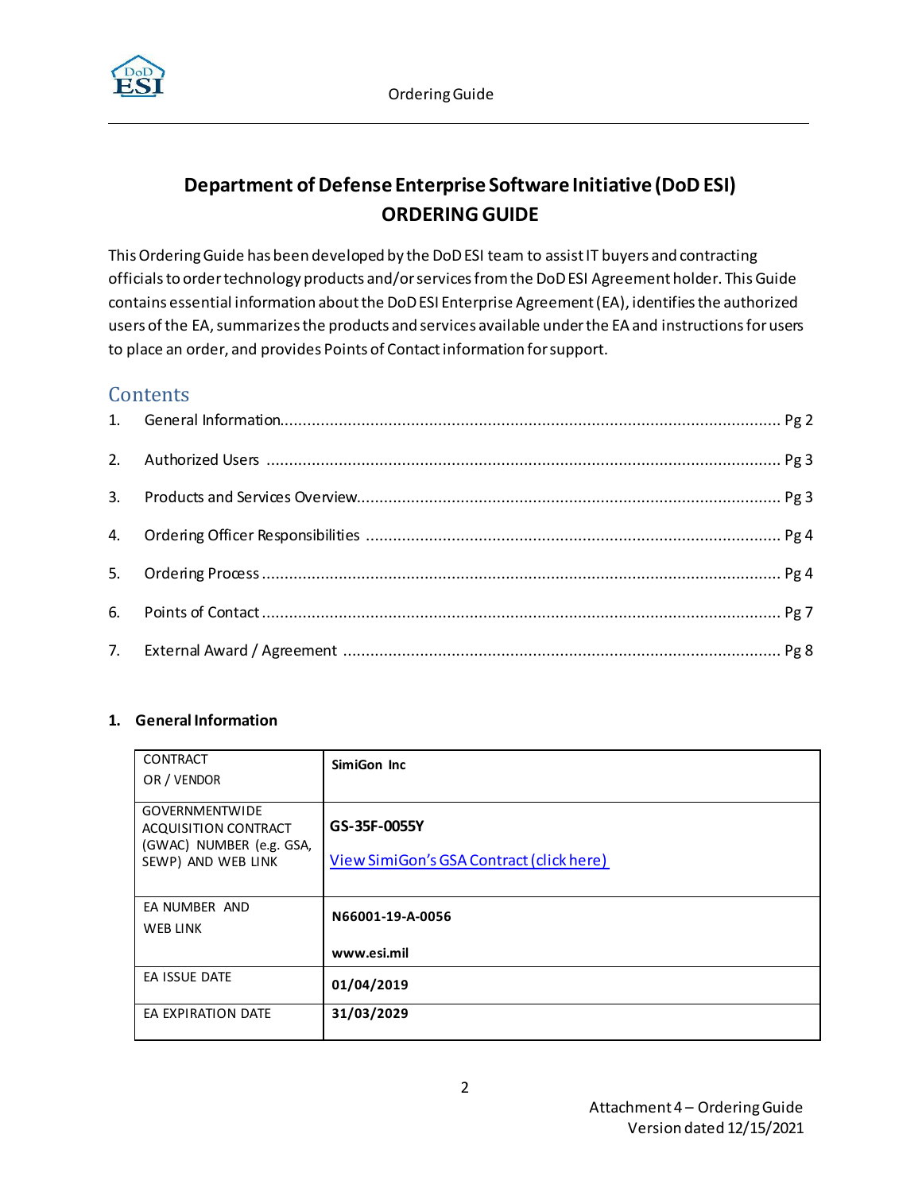# Department of Defense Enterprise Software Initiative (DoD ESI) ORDERING GUIDE

This Ordering Guide has been developed by the DoD ESI team to assist IT buyers and contracting officials to order technology products and/or services from the DoD ESI Agreement holder. This Guide contains essential information about the DoD ESI Enterprise Agreement (EA), identifies the authorized users of the EA, summarizes the products and services available under the EA and instructions for users to place an order, and provides Points of Contact information for support.

## Contents

1. General Information ........ Pg 2
2. Authorized Users ........ Pg 3
3. Products and Services Overview ........ Pg 3
4. Ordering Officer Responsibilities ........ Pg 4
5. Ordering Process ........ Pg 4
6. Points of Contact ........ Pg 7
7. External Award / Agreement ........ Pg 8

## 1. General Information

| | |
|---|---|
| CONTRACT OR / VENDOR | **SimiGon Inc** |
| GOVERNMENTWIDE ACQUISITION CONTRACT (GWAC) NUMBER (e.g. GSA, SEWP) AND WEB LINK | **GS-35F-0055Y**<br><br>View SimiGon's GSA Contract (click here) |
| EA NUMBER AND WEB LINK | **N66001-19-A-0056**<br><br>**www.esi.mil** |
| EA ISSUE DATE | **01/04/2019** |
| EA EXPIRATION DATE | **31/03/2029** |

Attachment 4 – Ordering Guide
Version dated 12/15/2021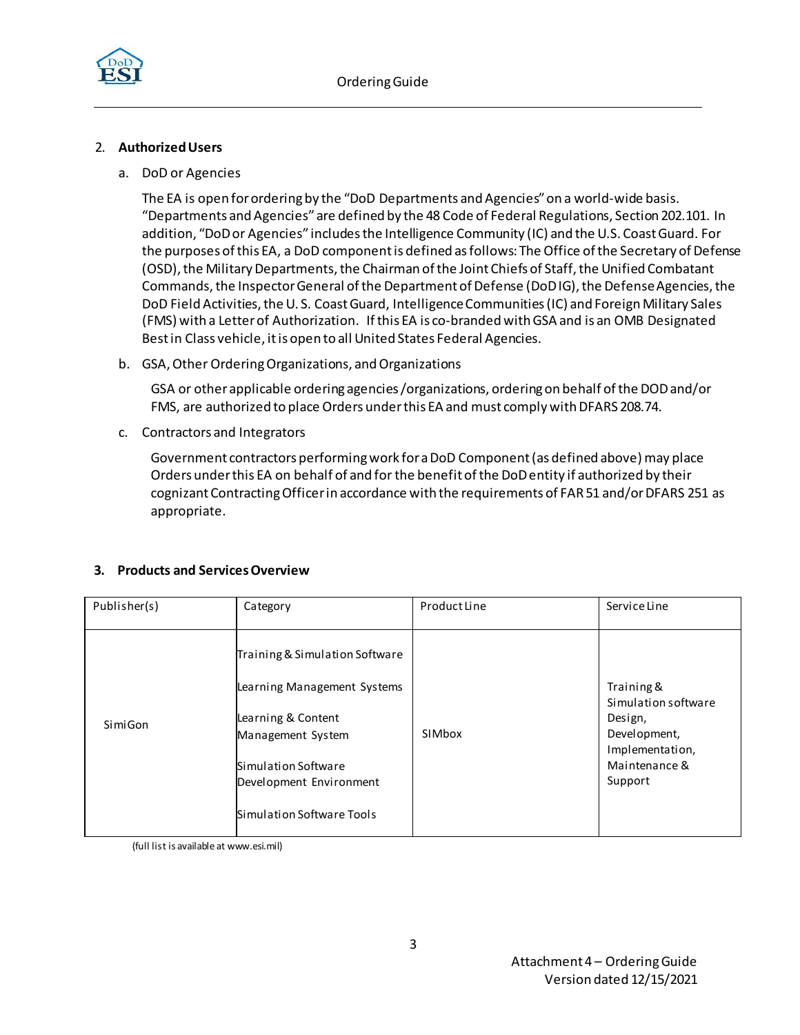2. **Authorized Users**

   a. DoD or Agencies

      The EA is open for ordering by the "DoD Departments and Agencies" on a world-wide basis. "Departments and Agencies" are defined by the 48 Code of Federal Regulations, Section 202.101. In addition, "DoD or Agencies" includes the Intelligence Community (IC) and the U.S. Coast Guard. For the purposes of this EA, a DoD component is defined as follows: The Office of the Secretary of Defense (OSD), the Military Departments, the Chairman of the Joint Chiefs of Staff, the Unified Combatant Commands, the Inspector General of the Department of Defense (DoD IG), the Defense Agencies, the DoD Field Activities, the U. S. Coast Guard, Intelligence Communities (IC) and Foreign Military Sales (FMS) with a Letter of Authorization. If this EA is co-branded with GSA and is an OMB Designated Best in Class vehicle, it is open to all United States Federal Agencies.

   b. GSA, Other Ordering Organizations, and Organizations

      GSA or other applicable ordering agencies/organizations, ordering on behalf of the DOD and/or FMS, are authorized to place Orders under this EA and must comply with DFARS 208.74.

   c. Contractors and Integrators

      Government contractors performing work for a DoD Component (as defined above) may place Orders under this EA on behalf of and for the benefit of the DoD entity if authorized by their cognizant Contracting Officer in accordance with the requirements of FAR 51 and/or DFARS 251 as appropriate.

**3. Products and Services Overview**

| Publisher(s) | Category | Product Line | Service Line |
|---|---|---|---|
| SimiGon | Training & Simulation Software<br>Learning Management Systems<br>Learning & Content Management System<br>Simulation Software Development Environment<br>Simulation Software Tools | SIMbox | Training & Simulation software Design, Development, Implementation, Maintenance & Support |

(full list is available at www.esi.mil)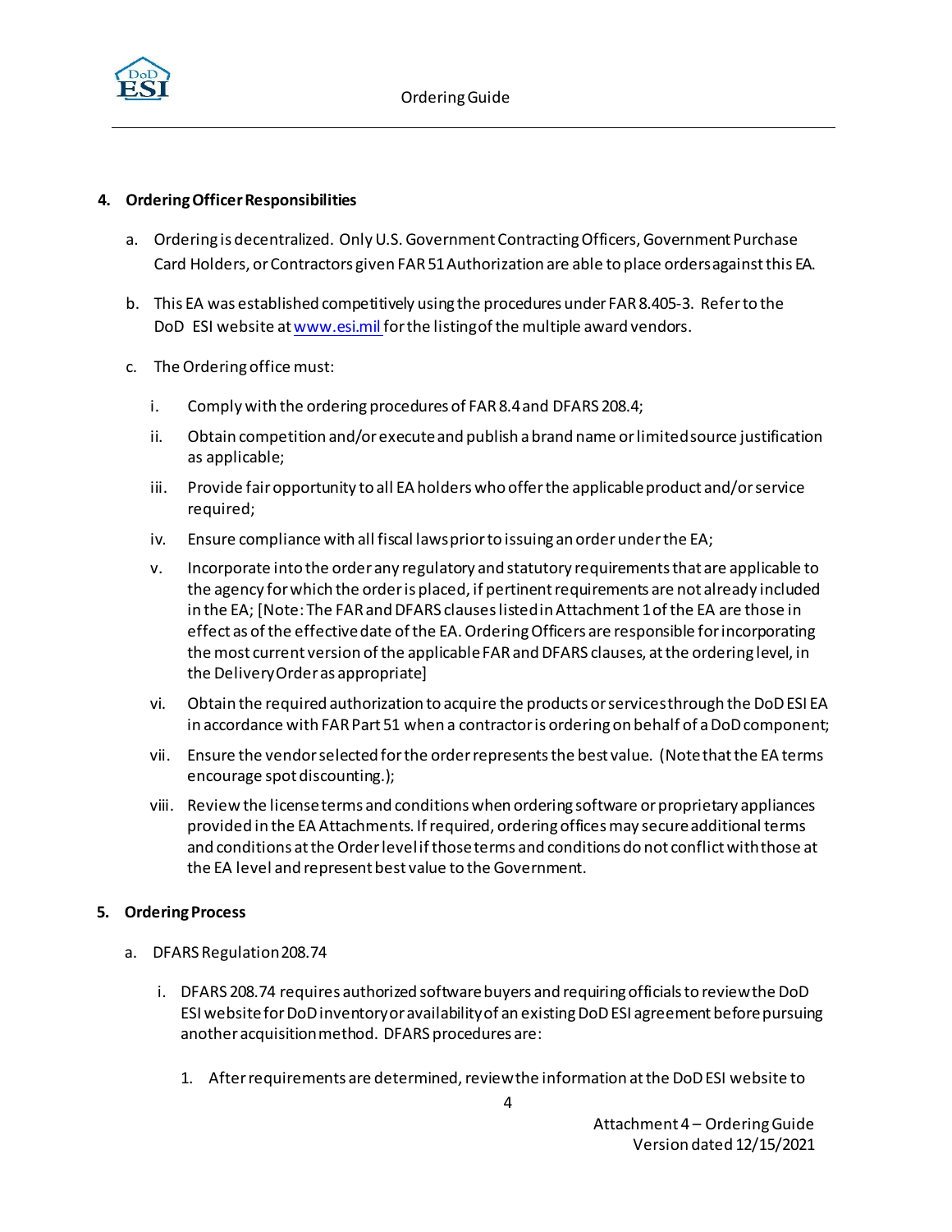**4. Ordering Officer Responsibilities**

a. Ordering is decentralized. Only U.S. Government Contracting Officers, Government Purchase Card Holders, or Contractors given FAR 51 Authorization are able to place orders against this EA.

b. This EA was established competitively using the procedures under FAR 8.405-3. Refer to the DoD ESI website at www.esi.mil for the listing of the multiple award vendors.

c. The Ordering office must:

   i. Comply with the ordering procedures of FAR 8.4 and DFARS 208.4;

   ii. Obtain competition and/or execute and publish a brand name or limited source justification as applicable;

   iii. Provide fair opportunity to all EA holders who offer the applicable product and/or service required;

   iv. Ensure compliance with all fiscal laws prior to issuing an order under the EA;

   v. Incorporate into the order any regulatory and statutory requirements that are applicable to the agency for which the order is placed, if pertinent requirements are not already included in the EA; [Note: The FAR and DFARS clauses listed in Attachment 1 of the EA are those in effect as of the effective date of the EA. Ordering Officers are responsible for incorporating the most current version of the applicable FAR and DFARS clauses, at the ordering level, in the Delivery Order as appropriate]

   vi. Obtain the required authorization to acquire the products or services through the DoD ESI EA in accordance with FAR Part 51 when a contractor is ordering on behalf of a DoD component;

   vii. Ensure the vendor selected for the order represents the best value. (Note that the EA terms encourage spot discounting.);

   viii. Review the license terms and conditions when ordering software or proprietary appliances provided in the EA Attachments. If required, ordering offices may secure additional terms and conditions at the Order level if those terms and conditions do not conflict with those at the EA level and represent best value to the Government.

**5. Ordering Process**

a. DFARS Regulation 208.74

   i. DFARS 208.74 requires authorized software buyers and requiring officials to review the DoD ESI website for DoD inventory or availability of an existing DoD ESI agreement before pursuing another acquisition method. DFARS procedures are:

      1. After requirements are determined, review the information at the DoD ESI website to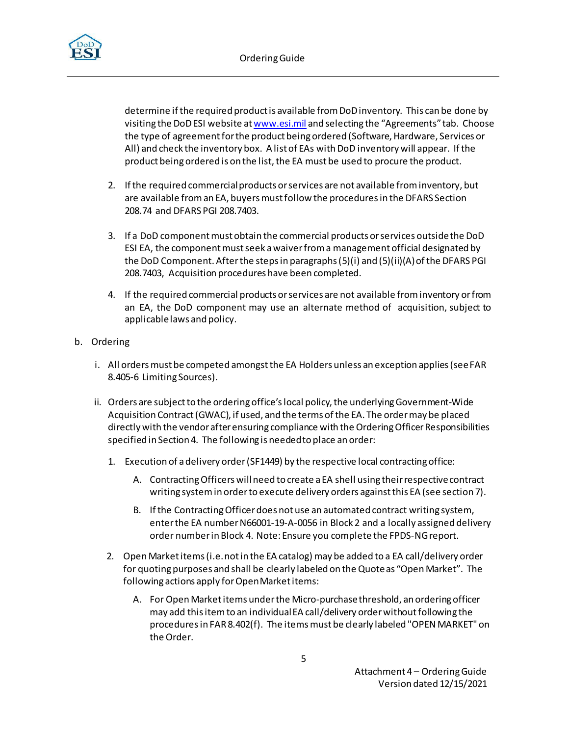determine if the required product is available from DoD inventory. This can be done by visiting the DoD ESI website at www.esi.mil and selecting the "Agreements" tab. Choose the type of agreement for the product being ordered (Software, Hardware, Services or All) and check the inventory box. A list of EAs with DoD inventory will appear. If the product being ordered is on the list, the EA must be used to procure the product.

2. If the required commercial products or services are not available from inventory, but are available from an EA, buyers must follow the procedures in the DFARS Section 208.74 and DFARS PGI 208.7403.

3. If a DoD component must obtain the commercial products or services outside the DoD ESI EA, the component must seek a waiver from a management official designated by the DoD Component. After the steps in paragraphs (5)(i) and (5)(ii)(A) of the DFARS PGI 208.7403, Acquisition procedures have been completed.

4. If the required commercial products or services are not available from inventory or from an EA, the DoD component may use an alternate method of acquisition, subject to applicable laws and policy.

b. Ordering

i. All orders must be competed amongst the EA Holders unless an exception applies (see FAR 8.405-6 Limiting Sources).

ii. Orders are subject to the ordering office's local policy, the underlying Government-Wide Acquisition Contract (GWAC), if used, and the terms of the EA. The order may be placed directly with the vendor after ensuring compliance with the Ordering Officer Responsibilities specified in Section 4. The following is needed to place an order:

1. Execution of a delivery order (SF1449) by the respective local contracting office:

   A. Contracting Officers will need to create a EA shell using their respective contract writing system in order to execute delivery orders against this EA (see section 7).

   B. If the Contracting Officer does not use an automated contract writing system, enter the EA number N66001-19-A-0056 in Block 2 and a locally assigned delivery order number in Block 4. Note: Ensure you complete the FPDS-NG report.

2. Open Market items (i.e. not in the EA catalog) may be added to a EA call/delivery order for quoting purposes and shall be clearly labeled on the Quote as "Open Market". The following actions apply for Open Market items:

   A. For Open Market items under the Micro-purchase threshold, an ordering officer may add this item to an individual EA call/delivery order without following the procedures in FAR 8.402(f). The items must be clearly labeled "OPEN MARKET" on the Order.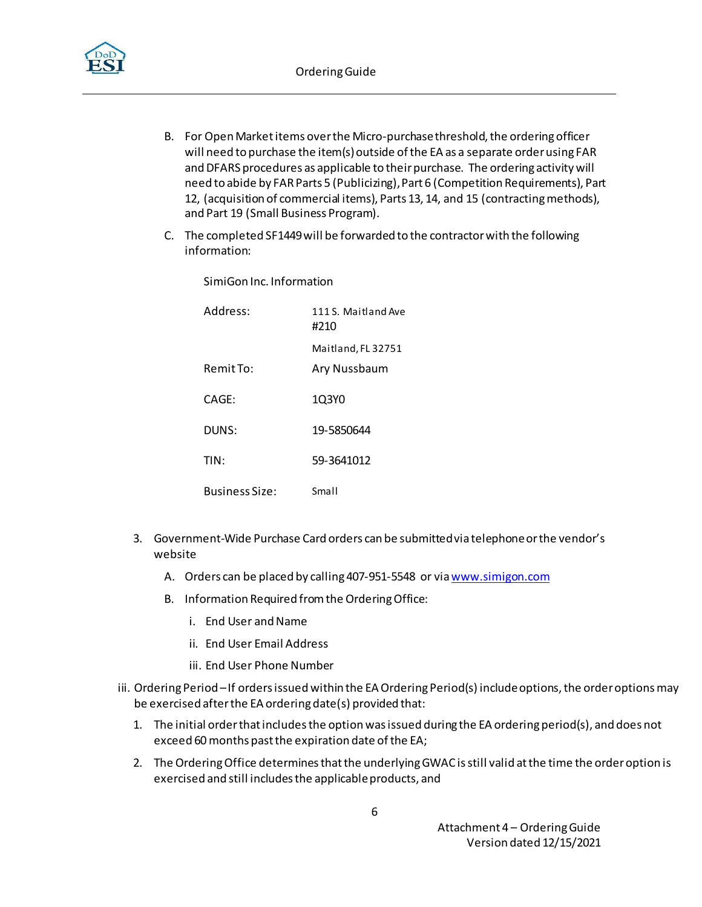B. For Open Market items over the Micro-purchase threshold, the ordering officer will need to purchase the item(s) outside of the EA as a separate order using FAR and DFARS procedures as applicable to their purchase. The ordering activity will need to abide by FAR Parts 5 (Publicizing), Part 6 (Competition Requirements), Part 12, (acquisition of commercial items), Parts 13, 14, and 15 (contracting methods), and Part 19 (Small Business Program).

C. The completed SF1449 will be forwarded to the contractor with the following information:

SimiGon Inc. Information

| | |
|---|---|
| Address: | 111 S. Maitland Ave #210<br>Maitland, FL 32751 |
| Remit To: | Ary Nussbaum |
| CAGE: | 1Q3Y0 |
| DUNS: | 19-5850644 |
| TIN: | 59-3641012 |
| Business Size: | Small |

3. Government-Wide Purchase Card orders can be submitted via telephone or the vendor's website

   A. Orders can be placed by calling 407-951-5548 or via www.simigon.com

   B. Information Required from the Ordering Office:

      i. End User and Name

      ii. End User Email Address

      iii. End User Phone Number

iii. Ordering Period – If orders issued within the EA Ordering Period(s) include options, the order options may be exercised after the EA ordering date(s) provided that:

1. The initial order that includes the option was issued during the EA ordering period(s), and does not exceed 60 months past the expiration date of the EA;

2. The Ordering Office determines that the underlying GWAC is still valid at the time the order option is exercised and still includes the applicable products, and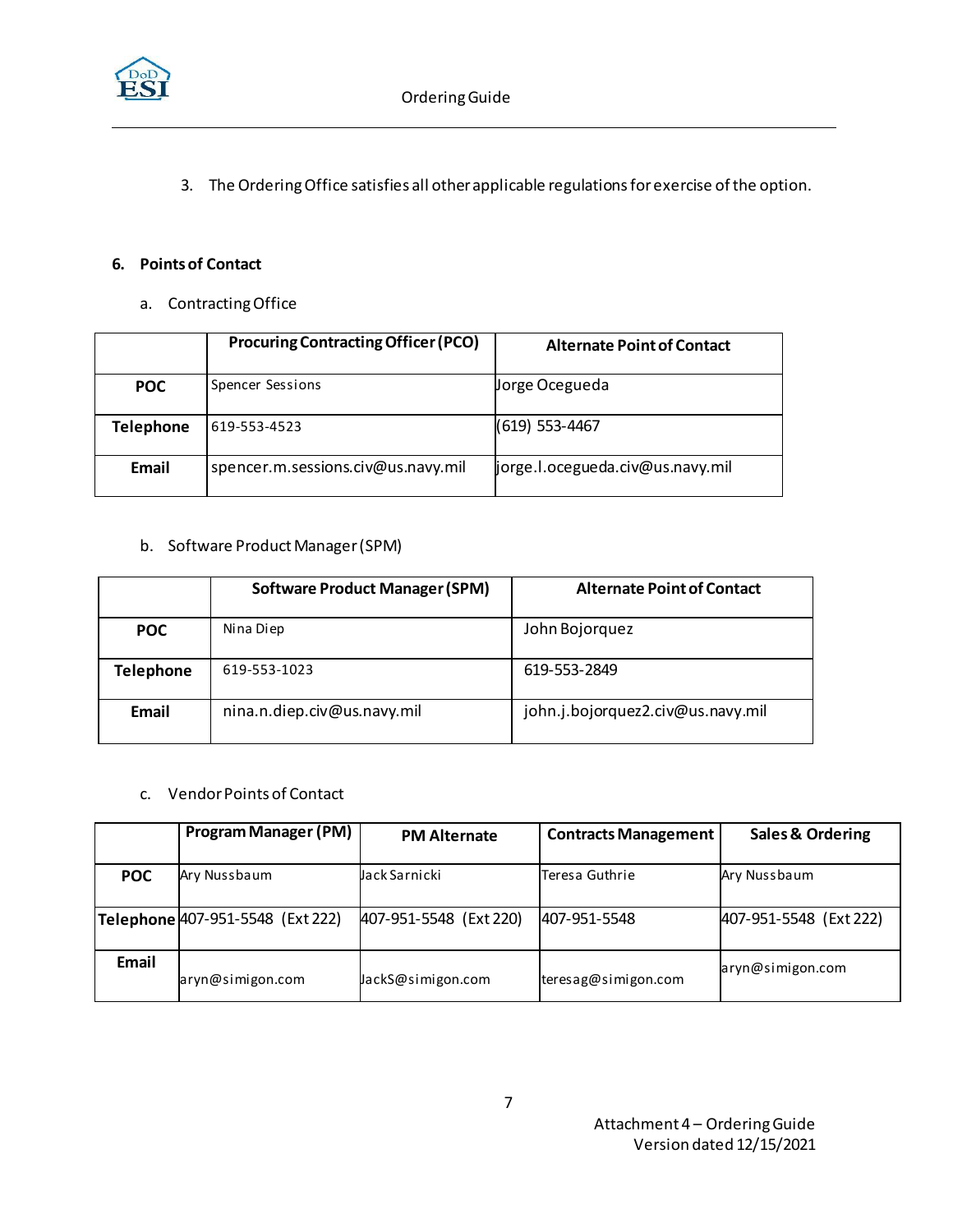3. The Ordering Office satisfies all other applicable regulations for exercise of the option.

## 6. Points of Contact

a. Contracting Office

| | Procuring Contracting Officer (PCO) | Alternate Point of Contact |
|---|---|---|
| **POC** | Spencer Sessions | Jorge Ocegueda |
| **Telephone** | 619-553-4523 | (619) 553-4467 |
| **Email** | spencer.m.sessions.civ@us.navy.mil | jorge.l.ocegueda.civ@us.navy.mil |

b. Software Product Manager (SPM)

| | Software Product Manager (SPM) | Alternate Point of Contact |
|---|---|---|
| **POC** | Nina Diep | John Bojorquez |
| **Telephone** | 619-553-1023 | 619-553-2849 |
| **Email** | nina.n.diep.civ@us.navy.mil | john.j.bojorquez2.civ@us.navy.mil |

c. Vendor Points of Contact

| | Program Manager (PM) | PM Alternate | Contracts Management | Sales & Ordering |
|---|---|---|---|---|
| **POC** | Ary Nussbaum | Jack Sarnicki | Teresa Guthrie | Ary Nussbaum |
| **Telephone** | 407-951-5548 (Ext 222) | 407-951-5548 (Ext 220) | 407-951-5548 | 407-951-5548 (Ext 222) |
| **Email** | aryn@simigon.com | JackS@simigon.com | teresag@simigon.com | aryn@simigon.com |

Attachment 4 – Ordering Guide
Version dated 12/15/2021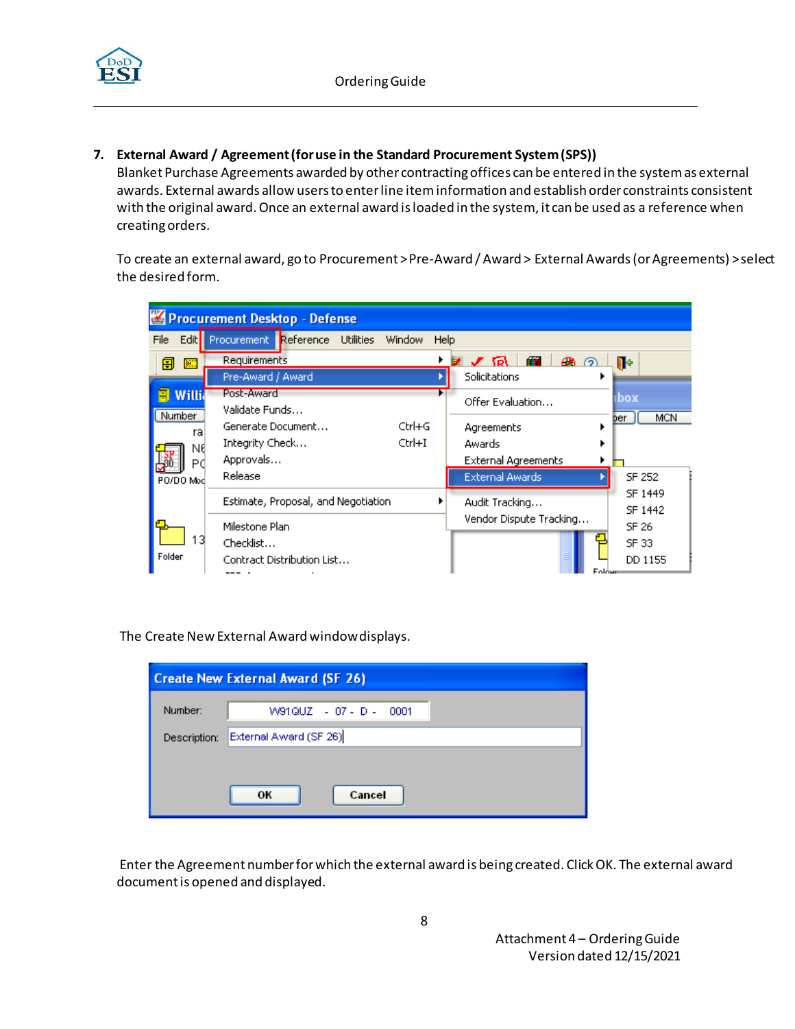**7. External Award / Agreement (for use in the Standard Procurement System (SPS))**

Blanket Purchase Agreements awarded by other contracting offices can be entered in the system as external awards. External awards allow users to enter line item information and establish order constraints consistent with the original award. Once an external award is loaded in the system, it can be used as a reference when creating orders.

To create an external award, go to Procurement > Pre-Award / Award > External Awards (or Agreements) > select the desired form.

The Create New External Award window displays.

Enter the Agreement number for which the external award is being created. Click OK. The external award document is opened and displayed.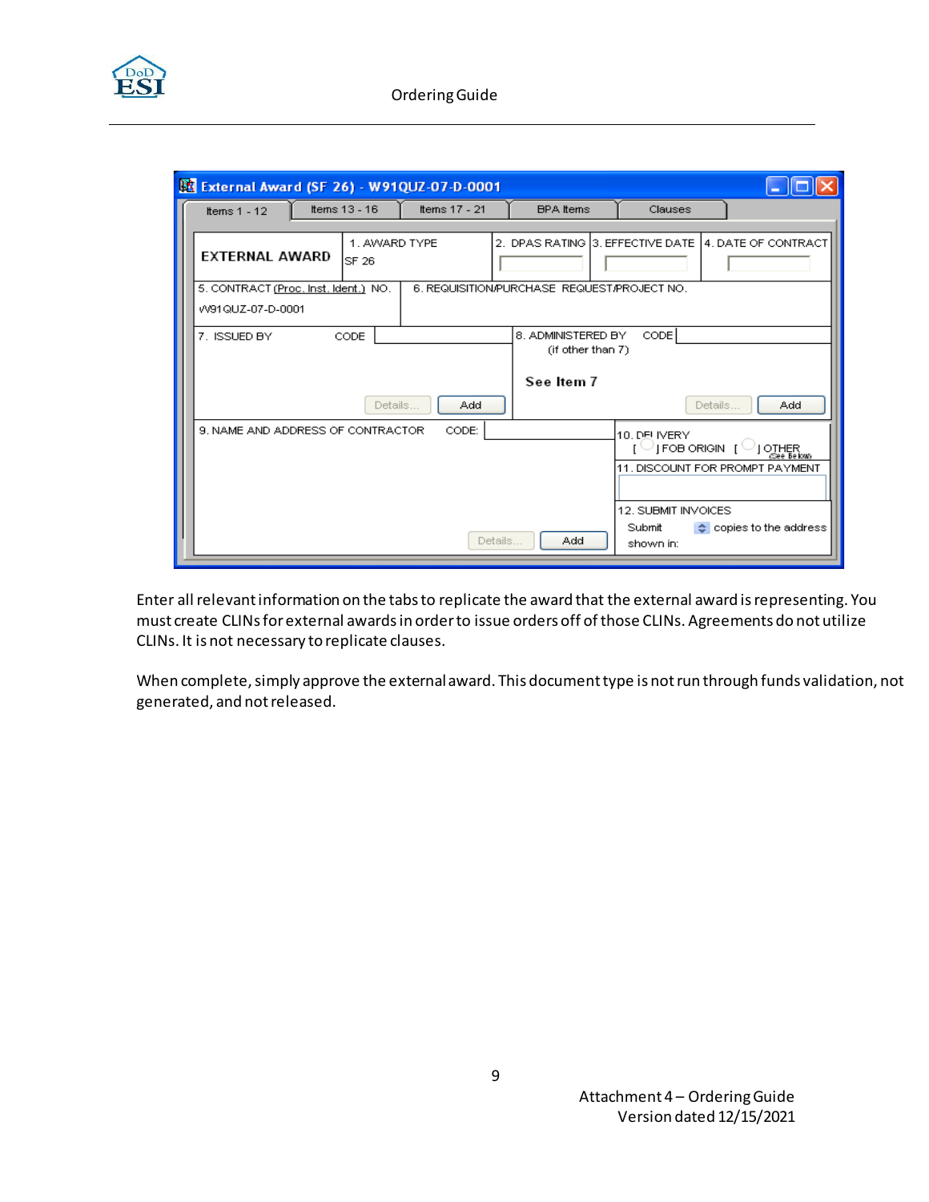Enter all relevant information on the tabs to replicate the award that the external award is representing. You must create CLINs for external awards in order to issue orders off of those CLINs. Agreements do not utilize CLINs. It is not necessary to replicate clauses.

When complete, simply approve the external award. This document type is not run through funds validation, not generated, and not released.